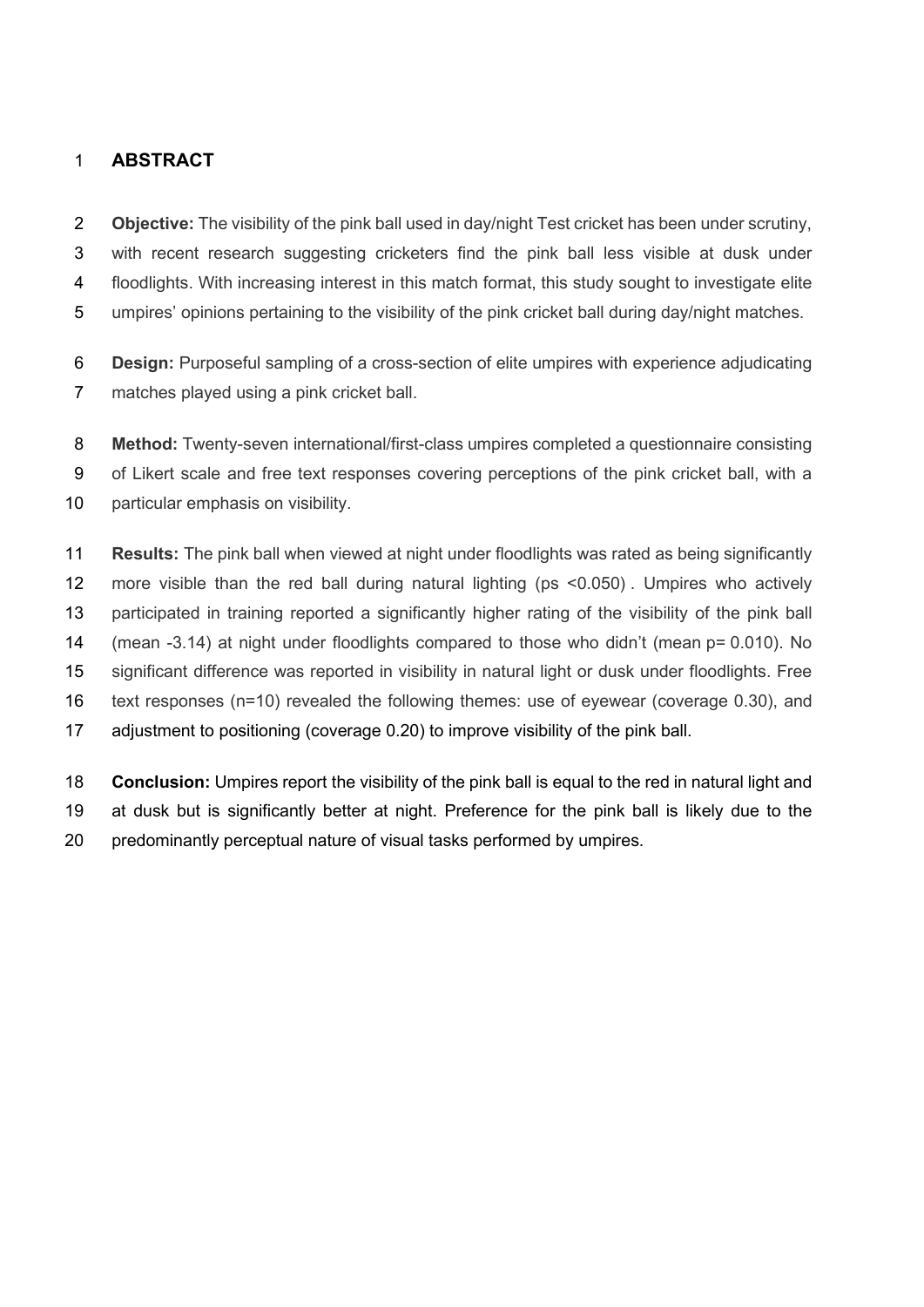# ABSTRACT

**Objective:** The visibility of the pink ball used in day/night Test cricket has been under scrutiny, with recent research suggesting cricketers find the pink ball less visible at dusk under floodlights. With increasing interest in this match format, this study sought to investigate elite umpires' opinions pertaining to the visibility of the pink cricket ball during day/night matches.

**Design:** Purposeful sampling of a cross-section of elite umpires with experience adjudicating matches played using a pink cricket ball.

**Method:** Twenty-seven international/first-class umpires completed a questionnaire consisting of Likert scale and free text responses covering perceptions of the pink cricket ball, with a particular emphasis on visibility.

**Results:** The pink ball when viewed at night under floodlights was rated as being significantly more visible than the red ball during natural lighting ($ps < 0.050$) . Umpires who actively participated in training reported a significantly higher rating of the visibility of the pink ball (mean -3.14) at night under floodlights compared to those who didn't (mean $p = 0.010$). No significant difference was reported in visibility in natural light or dusk under floodlights. Free text responses ($n=10$) revealed the following themes: use of eyewear (coverage 0.30), and adjustment to positioning (coverage 0.20) to improve visibility of the pink ball.

**Conclusion:** Umpires report the visibility of the pink ball is equal to the red in natural light and at dusk but is significantly better at night. Preference for the pink ball is likely due to the predominantly perceptual nature of visual tasks performed by umpires.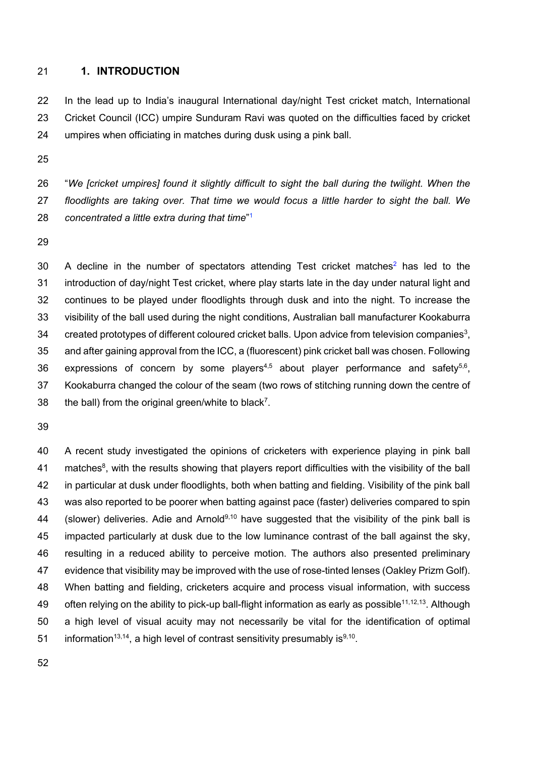## 1. INTRODUCTION

In the lead up to India's inaugural International day/night Test cricket match, International Cricket Council (ICC) umpire Sunduram Ravi was quoted on the difficulties faced by cricket umpires when officiating in matches during dusk using a pink ball.

"*We [cricket umpires] found it slightly difficult to sight the ball during the twilight. When the floodlights are taking over. That time we would focus a little harder to sight the ball. We concentrated a little extra during that time*"[1]

A decline in the number of spectators attending Test cricket matches[2] has led to the introduction of day/night Test cricket, where play starts late in the day under natural light and continues to be played under floodlights through dusk and into the night. To increase the visibility of the ball used during the night conditions, Australian ball manufacturer Kookaburra created prototypes of different coloured cricket balls. Upon advice from television companies[3], and after gaining approval from the ICC, a (fluorescent) pink cricket ball was chosen. Following expressions of concern by some players[4,5] about player performance and safety[5,6], Kookaburra changed the colour of the seam (two rows of stitching running down the centre of the ball) from the original green/white to black[7].

A recent study investigated the opinions of cricketers with experience playing in pink ball matches[8], with the results showing that players report difficulties with the visibility of the ball in particular at dusk under floodlights, both when batting and fielding. Visibility of the pink ball was also reported to be poorer when batting against pace (faster) deliveries compared to spin (slower) deliveries. Adie and Arnold[9,10] have suggested that the visibility of the pink ball is impacted particularly at dusk due to the low luminance contrast of the ball against the sky, resulting in a reduced ability to perceive motion. The authors also presented preliminary evidence that visibility may be improved with the use of rose-tinted lenses (Oakley Prizm Golf). When batting and fielding, cricketers acquire and process visual information, with success often relying on the ability to pick-up ball-flight information as early as possible[11,12,13]. Although a high level of visual acuity may not necessarily be vital for the identification of optimal information[13,14], a high level of contrast sensitivity presumably is[9,10].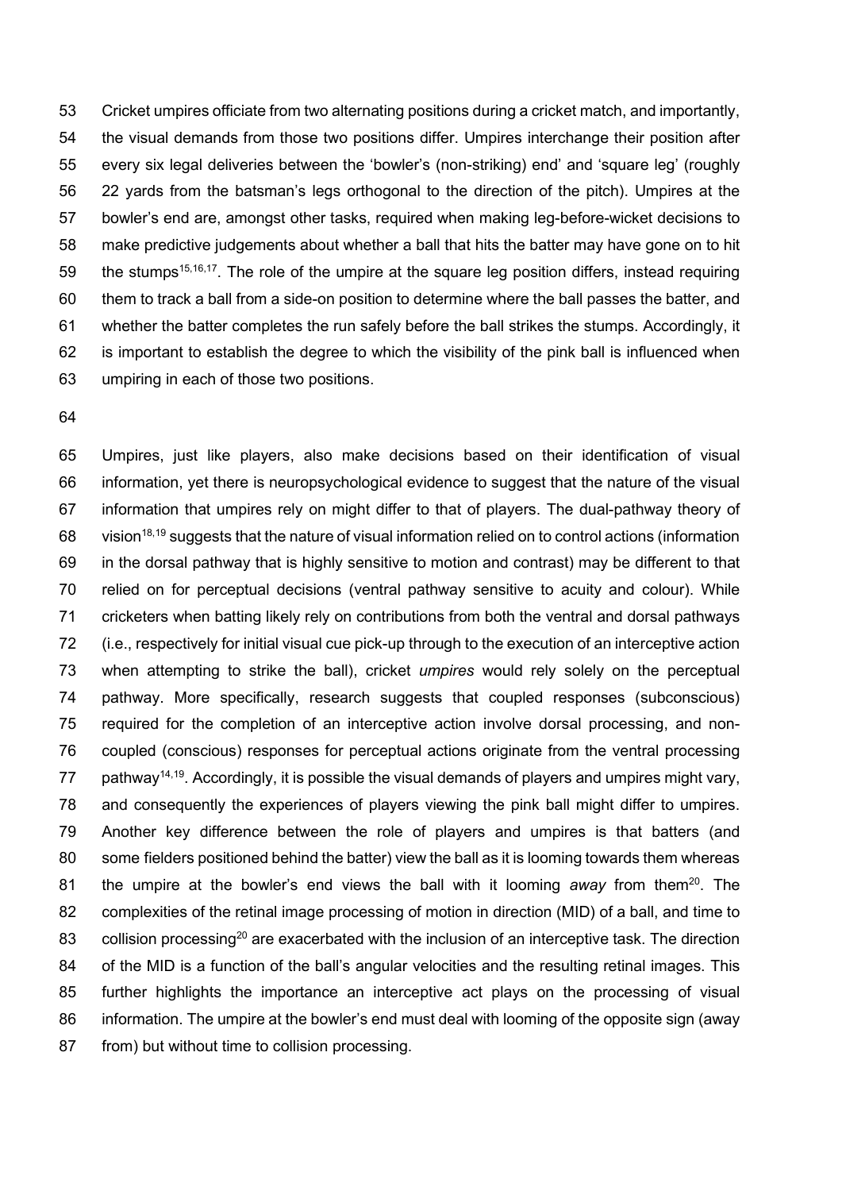Cricket umpires officiate from two alternating positions during a cricket match, and importantly, the visual demands from those two positions differ. Umpires interchange their position after every six legal deliveries between the 'bowler's (non-striking) end' and 'square leg' (roughly 22 yards from the batsman's legs orthogonal to the direction of the pitch). Umpires at the bowler's end are, amongst other tasks, required when making leg-before-wicket decisions to make predictive judgements about whether a ball that hits the batter may have gone on to hit the stumps[15,16,17]. The role of the umpire at the square leg position differs, instead requiring them to track a ball from a side-on position to determine where the ball passes the batter, and whether the batter completes the run safely before the ball strikes the stumps. Accordingly, it is important to establish the degree to which the visibility of the pink ball is influenced when umpiring in each of those two positions.

Umpires, just like players, also make decisions based on their identification of visual information, yet there is neuropsychological evidence to suggest that the nature of the visual information that umpires rely on might differ to that of players. The dual-pathway theory of vision[18,19] suggests that the nature of visual information relied on to control actions (information in the dorsal pathway that is highly sensitive to motion and contrast) may be different to that relied on for perceptual decisions (ventral pathway sensitive to acuity and colour). While cricketers when batting likely rely on contributions from both the ventral and dorsal pathways (i.e., respectively for initial visual cue pick-up through to the execution of an interceptive action when attempting to strike the ball), cricket *umpires* would rely solely on the perceptual pathway. More specifically, research suggests that coupled responses (subconscious) required for the completion of an interceptive action involve dorsal processing, and non-coupled (conscious) responses for perceptual actions originate from the ventral processing pathway[14,19]. Accordingly, it is possible the visual demands of players and umpires might vary, and consequently the experiences of players viewing the pink ball might differ to umpires. Another key difference between the role of players and umpires is that batters (and some fielders positioned behind the batter) view the ball as it is looming towards them whereas the umpire at the bowler's end views the ball with it looming *away* from them[20]. The complexities of the retinal image processing of motion in direction (MID) of a ball, and time to collision processing[20] are exacerbated with the inclusion of an interceptive task. The direction of the MID is a function of the ball's angular velocities and the resulting retinal images. This further highlights the importance an interceptive act plays on the processing of visual information. The umpire at the bowler's end must deal with looming of the opposite sign (away from) but without time to collision processing.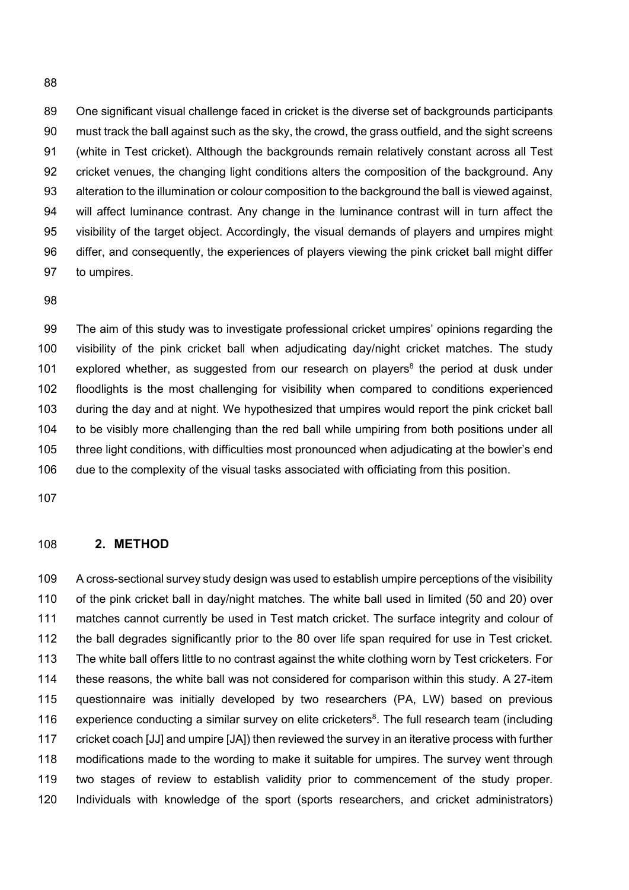One significant visual challenge faced in cricket is the diverse set of backgrounds participants must track the ball against such as the sky, the crowd, the grass outfield, and the sight screens (white in Test cricket). Although the backgrounds remain relatively constant across all Test cricket venues, the changing light conditions alters the composition of the background. Any alteration to the illumination or colour composition to the background the ball is viewed against, will affect luminance contrast. Any change in the luminance contrast will in turn affect the visibility of the target object. Accordingly, the visual demands of players and umpires might differ, and consequently, the experiences of players viewing the pink cricket ball might differ to umpires.

The aim of this study was to investigate professional cricket umpires' opinions regarding the visibility of the pink cricket ball when adjudicating day/night cricket matches. The study explored whether, as suggested from our research on players[8] the period at dusk under floodlights is the most challenging for visibility when compared to conditions experienced during the day and at night. We hypothesized that umpires would report the pink cricket ball to be visibly more challenging than the red ball while umpiring from both positions under all three light conditions, with difficulties most pronounced when adjudicating at the bowler's end due to the complexity of the visual tasks associated with officiating from this position.

## 2. METHOD

A cross-sectional survey study design was used to establish umpire perceptions of the visibility of the pink cricket ball in day/night matches. The white ball used in limited (50 and 20) over matches cannot currently be used in Test match cricket. The surface integrity and colour of the ball degrades significantly prior to the 80 over life span required for use in Test cricket. The white ball offers little to no contrast against the white clothing worn by Test cricketers. For these reasons, the white ball was not considered for comparison within this study. A 27-item questionnaire was initially developed by two researchers (PA, LW) based on previous experience conducting a similar survey on elite cricketers[8]. The full research team (including cricket coach [JJ] and umpire [JA]) then reviewed the survey in an iterative process with further modifications made to the wording to make it suitable for umpires. The survey went through two stages of review to establish validity prior to commencement of the study proper. Individuals with knowledge of the sport (sports researchers, and cricket administrators)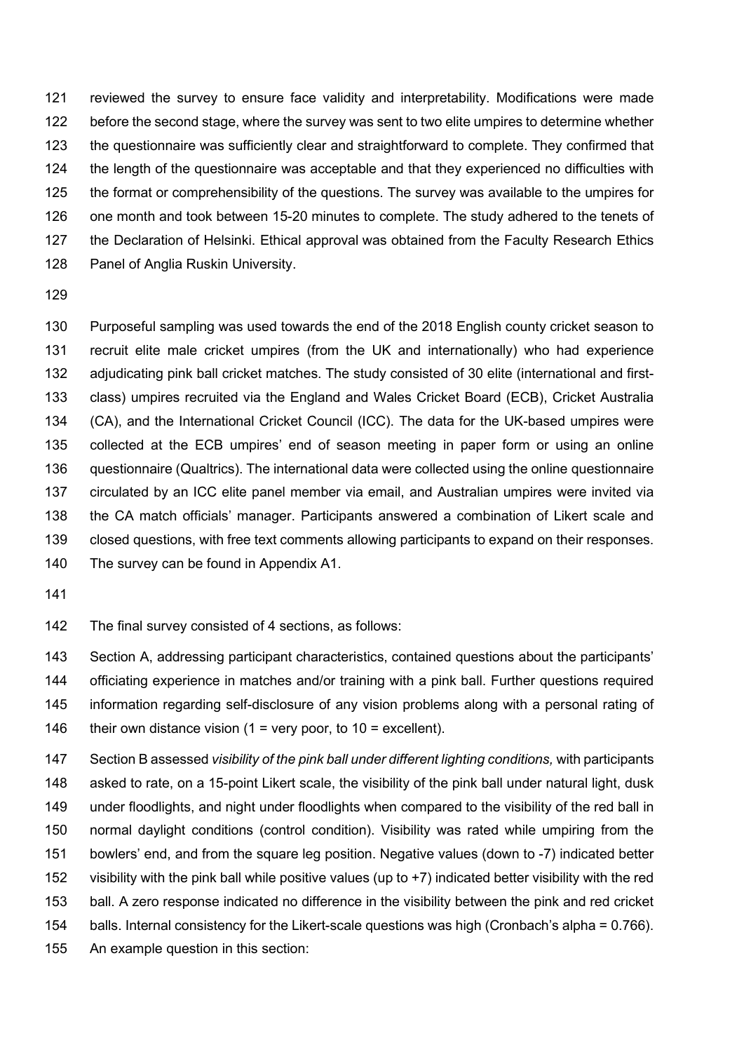reviewed the survey to ensure face validity and interpretability. Modifications were made before the second stage, where the survey was sent to two elite umpires to determine whether the questionnaire was sufficiently clear and straightforward to complete. They confirmed that the length of the questionnaire was acceptable and that they experienced no difficulties with the format or comprehensibility of the questions. The survey was available to the umpires for one month and took between 15-20 minutes to complete. The study adhered to the tenets of the Declaration of Helsinki. Ethical approval was obtained from the Faculty Research Ethics Panel of Anglia Ruskin University.

Purposeful sampling was used towards the end of the 2018 English county cricket season to recruit elite male cricket umpires (from the UK and internationally) who had experience adjudicating pink ball cricket matches. The study consisted of 30 elite (international and first-class) umpires recruited via the England and Wales Cricket Board (ECB), Cricket Australia (CA), and the International Cricket Council (ICC). The data for the UK-based umpires were collected at the ECB umpires' end of season meeting in paper form or using an online questionnaire (Qualtrics). The international data were collected using the online questionnaire circulated by an ICC elite panel member via email, and Australian umpires were invited via the CA match officials' manager. Participants answered a combination of Likert scale and closed questions, with free text comments allowing participants to expand on their responses. The survey can be found in Appendix A1.

The final survey consisted of 4 sections, as follows:

Section A, addressing participant characteristics, contained questions about the participants' officiating experience in matches and/or training with a pink ball. Further questions required information regarding self-disclosure of any vision problems along with a personal rating of their own distance vision (1 = very poor, to 10 = excellent).

Section B assessed *visibility of the pink ball under different lighting conditions,* with participants asked to rate, on a 15-point Likert scale, the visibility of the pink ball under natural light, dusk under floodlights, and night under floodlights when compared to the visibility of the red ball in normal daylight conditions (control condition). Visibility was rated while umpiring from the bowlers' end, and from the square leg position. Negative values (down to -7) indicated better visibility with the pink ball while positive values (up to +7) indicated better visibility with the red ball. A zero response indicated no difference in the visibility between the pink and red cricket balls. Internal consistency for the Likert-scale questions was high (Cronbach's alpha = 0.766). An example question in this section: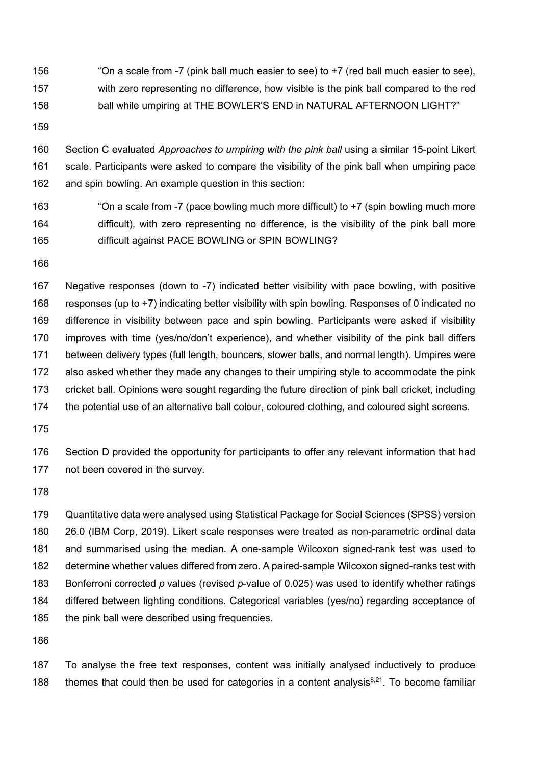"On a scale from -7 (pink ball much easier to see) to +7 (red ball much easier to see), with zero representing no difference, how visible is the pink ball compared to the red ball while umpiring at THE BOWLER'S END in NATURAL AFTERNOON LIGHT?"

Section C evaluated *Approaches to umpiring with the pink ball* using a similar 15-point Likert scale. Participants were asked to compare the visibility of the pink ball when umpiring pace and spin bowling. An example question in this section:

"On a scale from -7 (pace bowling much more difficult) to +7 (spin bowling much more difficult), with zero representing no difference, is the visibility of the pink ball more difficult against PACE BOWLING or SPIN BOWLING?

Negative responses (down to -7) indicated better visibility with pace bowling, with positive responses (up to +7) indicating better visibility with spin bowling. Responses of 0 indicated no difference in visibility between pace and spin bowling. Participants were asked if visibility improves with time (yes/no/don't experience), and whether visibility of the pink ball differs between delivery types (full length, bouncers, slower balls, and normal length). Umpires were also asked whether they made any changes to their umpiring style to accommodate the pink cricket ball. Opinions were sought regarding the future direction of pink ball cricket, including the potential use of an alternative ball colour, coloured clothing, and coloured sight screens.

Section D provided the opportunity for participants to offer any relevant information that had not been covered in the survey.

Quantitative data were analysed using Statistical Package for Social Sciences (SPSS) version 26.0 (IBM Corp, 2019). Likert scale responses were treated as non-parametric ordinal data and summarised using the median. A one-sample Wilcoxon signed-rank test was used to determine whether values differed from zero. A paired-sample Wilcoxon signed-ranks test with Bonferroni corrected $p$ values (revised $p$-value of 0.025) was used to identify whether ratings differed between lighting conditions. Categorical variables (yes/no) regarding acceptance of the pink ball were described using frequencies.

To analyse the free text responses, content was initially analysed inductively to produce themes that could then be used for categories in a content analysis[8,21]. To become familiar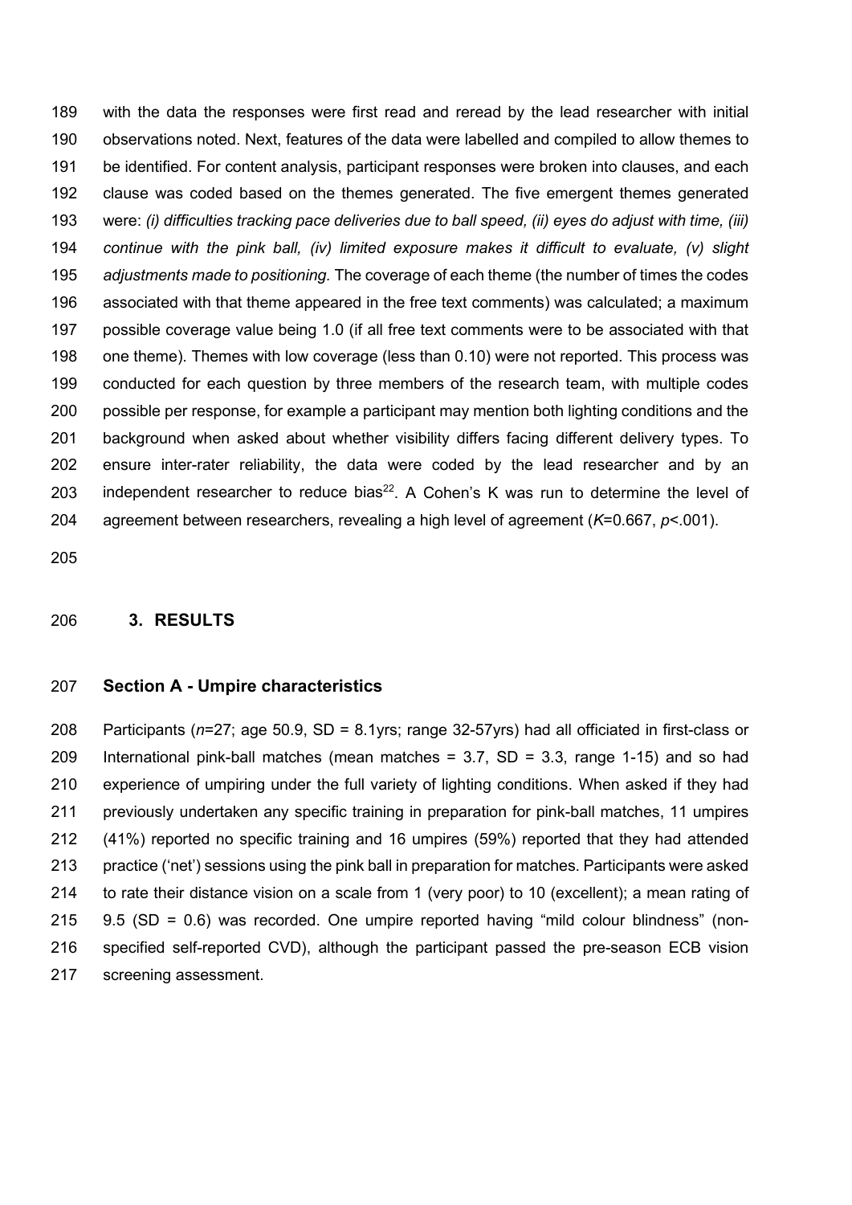with the data the responses were first read and reread by the lead researcher with initial observations noted. Next, features of the data were labelled and compiled to allow themes to be identified. For content analysis, participant responses were broken into clauses, and each clause was coded based on the themes generated. The five emergent themes generated were: *(i) difficulties tracking pace deliveries due to ball speed, (ii) eyes do adjust with time, (iii) continue with the pink ball, (iv) limited exposure makes it difficult to evaluate, (v) slight adjustments made to positioning.* The coverage of each theme (the number of times the codes associated with that theme appeared in the free text comments) was calculated; a maximum possible coverage value being 1.0 (if all free text comments were to be associated with that one theme). Themes with low coverage (less than 0.10) were not reported. This process was conducted for each question by three members of the research team, with multiple codes possible per response, for example a participant may mention both lighting conditions and the background when asked about whether visibility differs facing different delivery types. To ensure inter-rater reliability, the data were coded by the lead researcher and by an independent researcher to reduce bias[22]. A Cohen's K was run to determine the level of agreement between researchers, revealing a high level of agreement ($K$=0.667, $p$<.001).

## 3. RESULTS

### Section A - Umpire characteristics

Participants ($n$=27; age 50.9, SD = 8.1yrs; range 32-57yrs) had all officiated in first-class or International pink-ball matches (mean matches = 3.7, SD = 3.3, range 1-15) and so had experience of umpiring under the full variety of lighting conditions. When asked if they had previously undertaken any specific training in preparation for pink-ball matches, 11 umpires (41%) reported no specific training and 16 umpires (59%) reported that they had attended practice ('net') sessions using the pink ball in preparation for matches. Participants were asked to rate their distance vision on a scale from 1 (very poor) to 10 (excellent); a mean rating of 9.5 (SD = 0.6) was recorded. One umpire reported having "mild colour blindness" (non-specified self-reported CVD), although the participant passed the pre-season ECB vision screening assessment.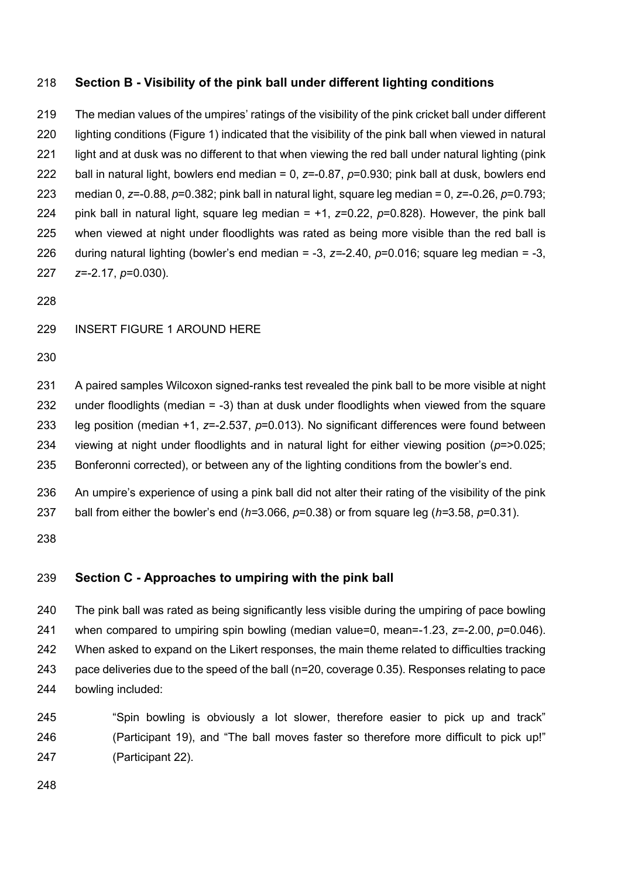## Section B - Visibility of the pink ball under different lighting conditions

The median values of the umpires' ratings of the visibility of the pink cricket ball under different lighting conditions (Figure 1) indicated that the visibility of the pink ball when viewed in natural light and at dusk was no different to that when viewing the red ball under natural lighting (pink ball in natural light, bowlers end median = 0, $z$=-0.87, $p$=0.930; pink ball at dusk, bowlers end median 0, $z$=-0.88, $p$=0.382; pink ball in natural light, square leg median = 0, $z$=-0.26, $p$=0.793; pink ball in natural light, square leg median = +1, $z$=0.22, $p$=0.828). However, the pink ball when viewed at night under floodlights was rated as being more visible than the red ball is during natural lighting (bowler's end median = -3, $z$=-2.40, $p$=0.016; square leg median = -3, $z$=-2.17, $p$=0.030).

INSERT FIGURE 1 AROUND HERE

A paired samples Wilcoxon signed-ranks test revealed the pink ball to be more visible at night under floodlights (median = -3) than at dusk under floodlights when viewed from the square leg position (median +1, $z$=-2.537, $p$=0.013). No significant differences were found between viewing at night under floodlights and in natural light for either viewing position ($p$=>0.025; Bonferonni corrected), or between any of the lighting conditions from the bowler's end.

An umpire's experience of using a pink ball did not alter their rating of the visibility of the pink ball from either the bowler's end ($h$=3.066, $p$=0.38) or from square leg ($h$=3.58, $p$=0.31).

## Section C - Approaches to umpiring with the pink ball

The pink ball was rated as being significantly less visible during the umpiring of pace bowling when compared to umpiring spin bowling (median value=0, mean=-1.23, $z$=-2.00, $p$=0.046). When asked to expand on the Likert responses, the main theme related to difficulties tracking pace deliveries due to the speed of the ball (n=20, coverage 0.35). Responses relating to pace bowling included:

> "Spin bowling is obviously a lot slower, therefore easier to pick up and track" (Participant 19), and "The ball moves faster so therefore more difficult to pick up!" (Participant 22).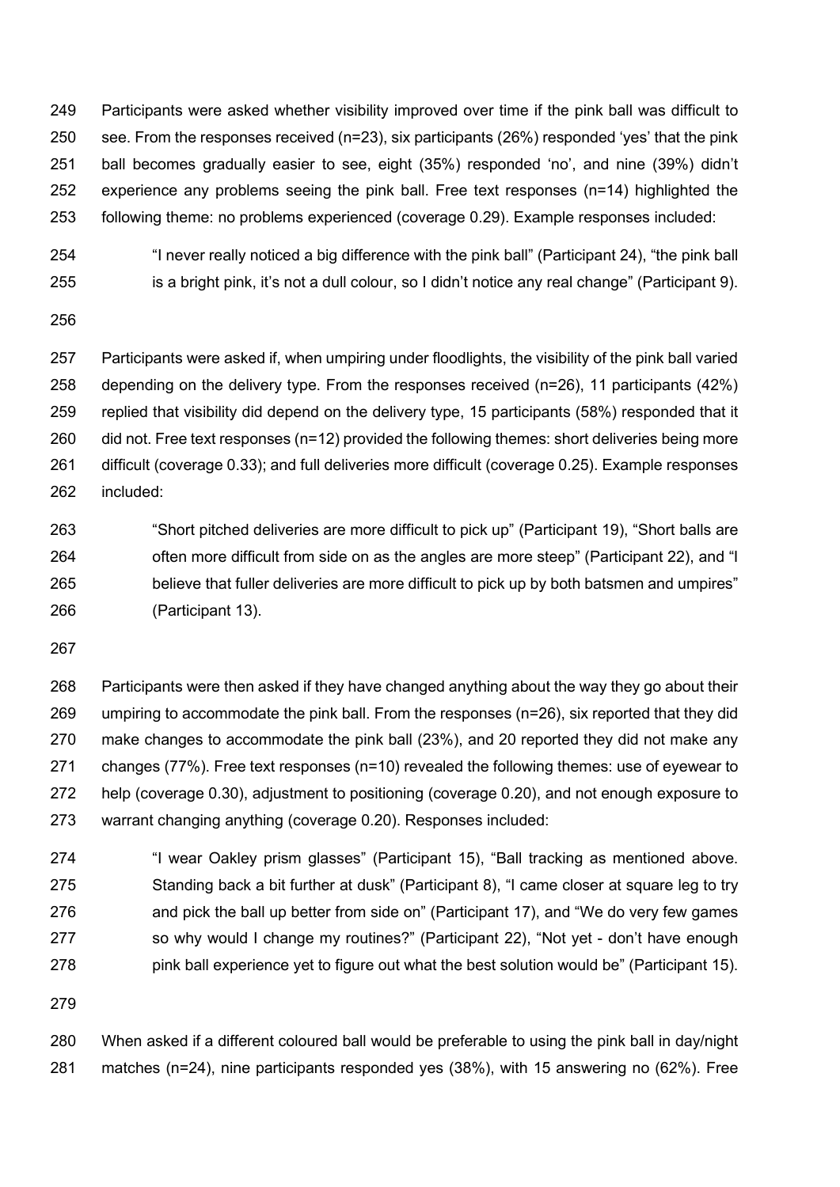Participants were asked whether visibility improved over time if the pink ball was difficult to see. From the responses received (n=23), six participants (26%) responded 'yes' that the pink ball becomes gradually easier to see, eight (35%) responded 'no', and nine (39%) didn't experience any problems seeing the pink ball. Free text responses (n=14) highlighted the following theme: no problems experienced (coverage 0.29). Example responses included:

> "I never really noticed a big difference with the pink ball" (Participant 24), "the pink ball is a bright pink, it's not a dull colour, so I didn't notice any real change" (Participant 9).

Participants were asked if, when umpiring under floodlights, the visibility of the pink ball varied depending on the delivery type. From the responses received (n=26), 11 participants (42%) replied that visibility did depend on the delivery type, 15 participants (58%) responded that it did not. Free text responses (n=12) provided the following themes: short deliveries being more difficult (coverage 0.33); and full deliveries more difficult (coverage 0.25). Example responses included:

> "Short pitched deliveries are more difficult to pick up" (Participant 19), "Short balls are often more difficult from side on as the angles are more steep" (Participant 22), and "I believe that fuller deliveries are more difficult to pick up by both batsmen and umpires" (Participant 13).

Participants were then asked if they have changed anything about the way they go about their umpiring to accommodate the pink ball. From the responses (n=26), six reported that they did make changes to accommodate the pink ball (23%), and 20 reported they did not make any changes (77%). Free text responses (n=10) revealed the following themes: use of eyewear to help (coverage 0.30), adjustment to positioning (coverage 0.20), and not enough exposure to warrant changing anything (coverage 0.20). Responses included:

> "I wear Oakley prism glasses" (Participant 15), "Ball tracking as mentioned above. Standing back a bit further at dusk" (Participant 8), "I came closer at square leg to try and pick the ball up better from side on" (Participant 17), and "We do very few games so why would I change my routines?" (Participant 22), "Not yet - don't have enough pink ball experience yet to figure out what the best solution would be" (Participant 15).

When asked if a different coloured ball would be preferable to using the pink ball in day/night matches (n=24), nine participants responded yes (38%), with 15 answering no (62%). Free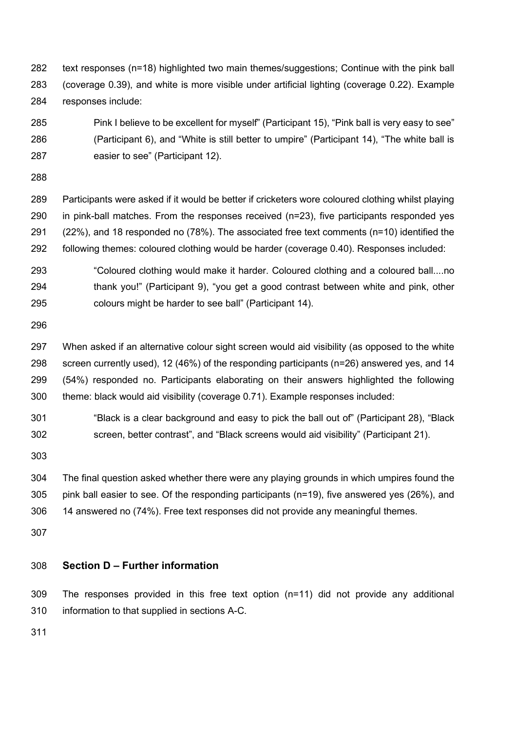text responses (n=18) highlighted two main themes/suggestions; Continue with the pink ball (coverage 0.39), and white is more visible under artificial lighting (coverage 0.22). Example responses include:

> Pink I believe to be excellent for myself" (Participant 15), "Pink ball is very easy to see" (Participant 6), and "White is still better to umpire" (Participant 14), "The white ball is easier to see" (Participant 12).

Participants were asked if it would be better if cricketers wore coloured clothing whilst playing in pink-ball matches. From the responses received (n=23), five participants responded yes (22%), and 18 responded no (78%). The associated free text comments (n=10) identified the following themes: coloured clothing would be harder (coverage 0.40). Responses included:

> "Coloured clothing would make it harder. Coloured clothing and a coloured ball....no thank you!" (Participant 9), "you get a good contrast between white and pink, other colours might be harder to see ball" (Participant 14).

When asked if an alternative colour sight screen would aid visibility (as opposed to the white screen currently used), 12 (46%) of the responding participants (n=26) answered yes, and 14 (54%) responded no. Participants elaborating on their answers highlighted the following theme: black would aid visibility (coverage 0.71). Example responses included:

> "Black is a clear background and easy to pick the ball out of" (Participant 28), "Black screen, better contrast", and "Black screens would aid visibility" (Participant 21).

The final question asked whether there were any playing grounds in which umpires found the pink ball easier to see. Of the responding participants (n=19), five answered yes (26%), and 14 answered no (74%). Free text responses did not provide any meaningful themes.

## Section D – Further information

The responses provided in this free text option (n=11) did not provide any additional information to that supplied in sections A-C.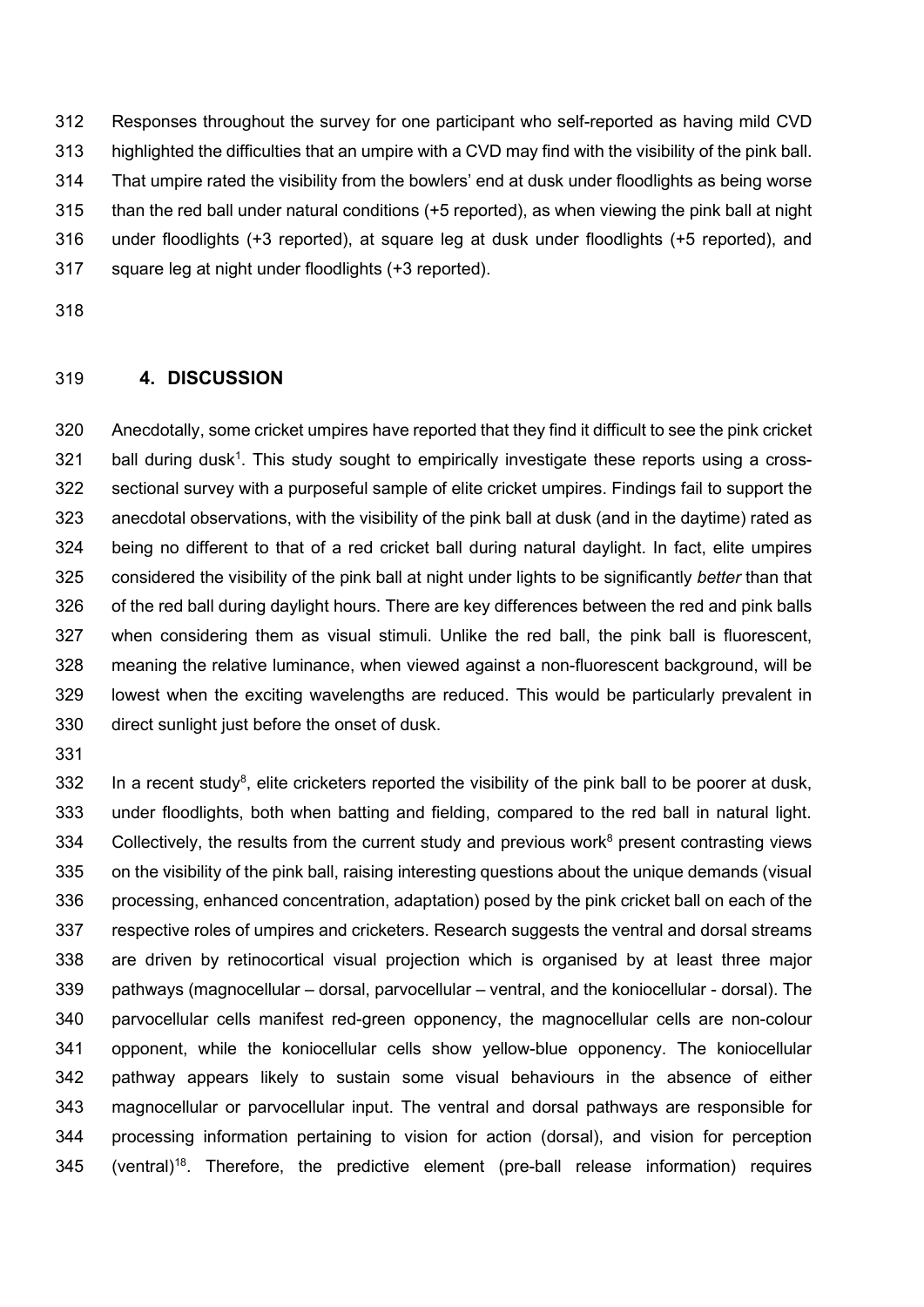Responses throughout the survey for one participant who self-reported as having mild CVD highlighted the difficulties that an umpire with a CVD may find with the visibility of the pink ball. That umpire rated the visibility from the bowlers' end at dusk under floodlights as being worse than the red ball under natural conditions (+5 reported), as when viewing the pink ball at night under floodlights (+3 reported), at square leg at dusk under floodlights (+5 reported), and square leg at night under floodlights (+3 reported).

## 4. DISCUSSION

Anecdotally, some cricket umpires have reported that they find it difficult to see the pink cricket ball during dusk[1]. This study sought to empirically investigate these reports using a cross-sectional survey with a purposeful sample of elite cricket umpires. Findings fail to support the anecdotal observations, with the visibility of the pink ball at dusk (and in the daytime) rated as being no different to that of a red cricket ball during natural daylight. In fact, elite umpires considered the visibility of the pink ball at night under lights to be significantly *better* than that of the red ball during daylight hours. There are key differences between the red and pink balls when considering them as visual stimuli. Unlike the red ball, the pink ball is fluorescent, meaning the relative luminance, when viewed against a non-fluorescent background, will be lowest when the exciting wavelengths are reduced. This would be particularly prevalent in direct sunlight just before the onset of dusk.

In a recent study[8], elite cricketers reported the visibility of the pink ball to be poorer at dusk, under floodlights, both when batting and fielding, compared to the red ball in natural light. Collectively, the results from the current study and previous work[8] present contrasting views on the visibility of the pink ball, raising interesting questions about the unique demands (visual processing, enhanced concentration, adaptation) posed by the pink cricket ball on each of the respective roles of umpires and cricketers. Research suggests the ventral and dorsal streams are driven by retinocortical visual projection which is organised by at least three major pathways (magnocellular – dorsal, parvocellular – ventral, and the koniocellular - dorsal). The parvocellular cells manifest red-green opponency, the magnocellular cells are non-colour opponent, while the koniocellular cells show yellow-blue opponency. The koniocellular pathway appears likely to sustain some visual behaviours in the absence of either magnocellular or parvocellular input. The ventral and dorsal pathways are responsible for processing information pertaining to vision for action (dorsal), and vision for perception (ventral)[18]. Therefore, the predictive element (pre-ball release information) requires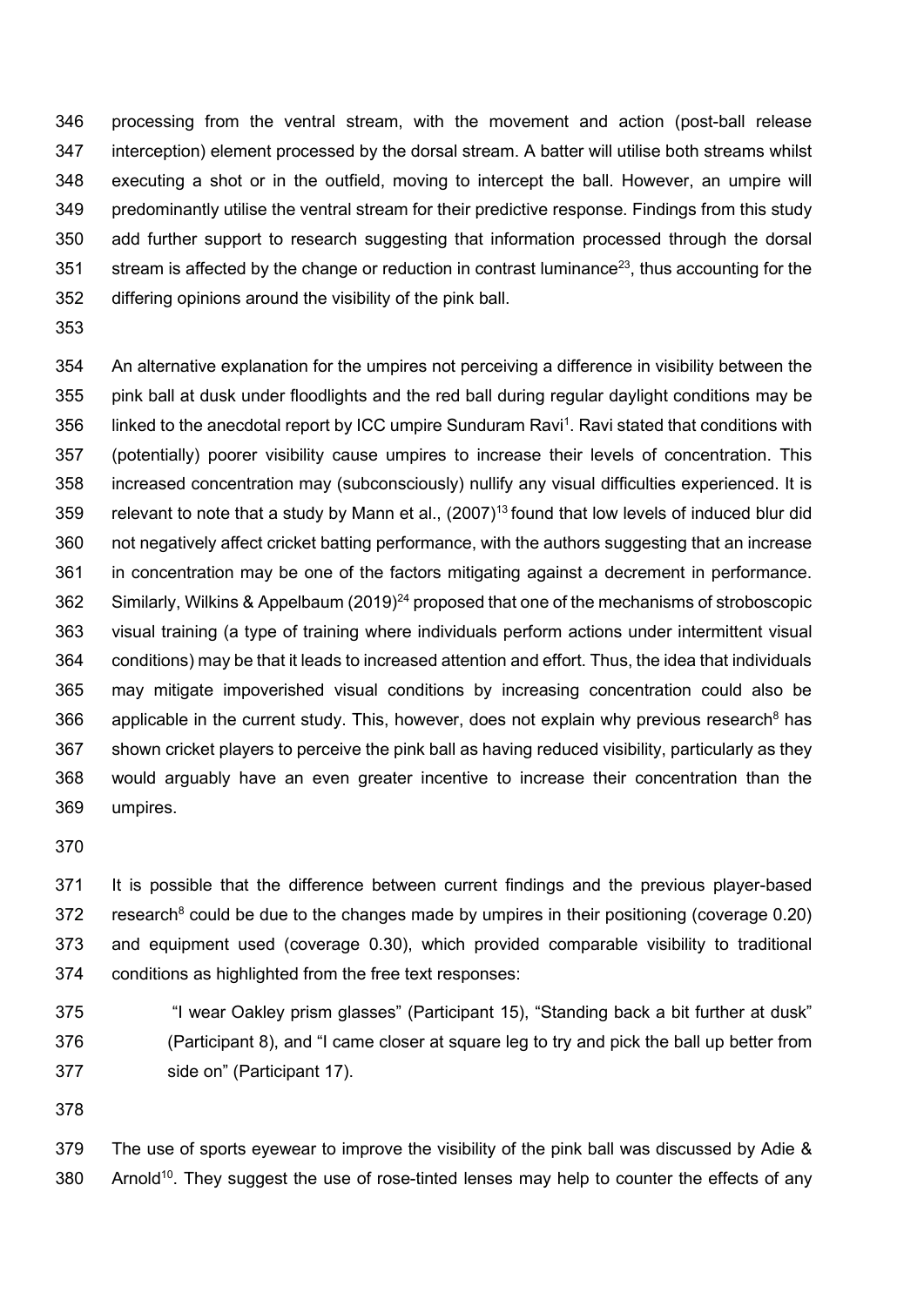processing from the ventral stream, with the movement and action (post-ball release interception) element processed by the dorsal stream. A batter will utilise both streams whilst executing a shot or in the outfield, moving to intercept the ball. However, an umpire will predominantly utilise the ventral stream for their predictive response. Findings from this study add further support to research suggesting that information processed through the dorsal stream is affected by the change or reduction in contrast luminance[23], thus accounting for the differing opinions around the visibility of the pink ball.

An alternative explanation for the umpires not perceiving a difference in visibility between the pink ball at dusk under floodlights and the red ball during regular daylight conditions may be linked to the anecdotal report by ICC umpire Sunduram Ravi[1]. Ravi stated that conditions with (potentially) poorer visibility cause umpires to increase their levels of concentration. This increased concentration may (subconsciously) nullify any visual difficulties experienced. It is relevant to note that a study by Mann et al., (2007)[13] found that low levels of induced blur did not negatively affect cricket batting performance, with the authors suggesting that an increase in concentration may be one of the factors mitigating against a decrement in performance. Similarly, Wilkins & Appelbaum (2019)[24] proposed that one of the mechanisms of stroboscopic visual training (a type of training where individuals perform actions under intermittent visual conditions) may be that it leads to increased attention and effort. Thus, the idea that individuals may mitigate impoverished visual conditions by increasing concentration could also be applicable in the current study. This, however, does not explain why previous research[8] has shown cricket players to perceive the pink ball as having reduced visibility, particularly as they would arguably have an even greater incentive to increase their concentration than the umpires.

It is possible that the difference between current findings and the previous player-based research[8] could be due to the changes made by umpires in their positioning (coverage 0.20) and equipment used (coverage 0.30), which provided comparable visibility to traditional conditions as highlighted from the free text responses:

> "I wear Oakley prism glasses" (Participant 15), "Standing back a bit further at dusk" (Participant 8), and "I came closer at square leg to try and pick the ball up better from side on" (Participant 17).

The use of sports eyewear to improve the visibility of the pink ball was discussed by Adie & Arnold[10]. They suggest the use of rose-tinted lenses may help to counter the effects of any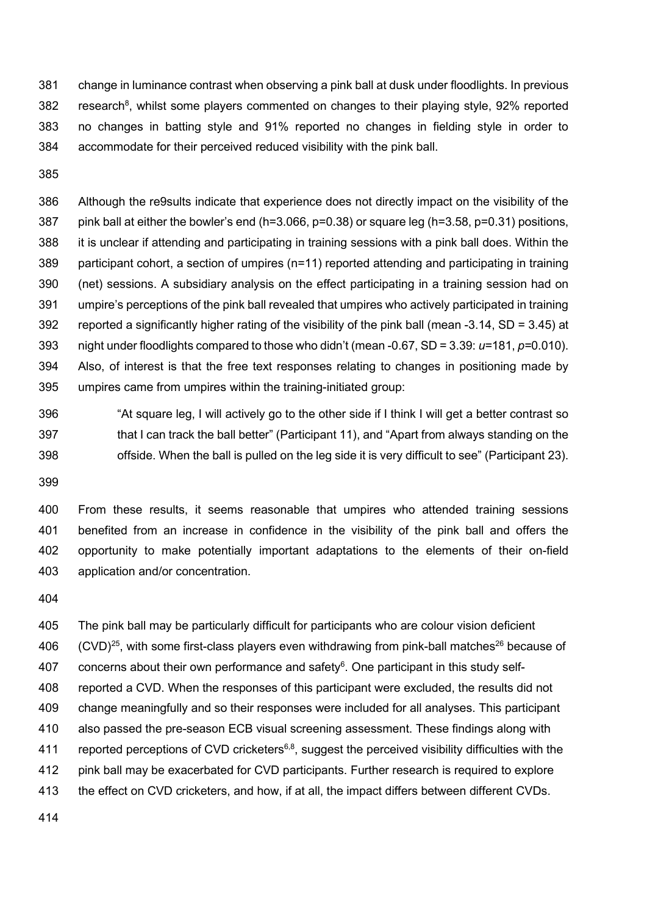change in luminance contrast when observing a pink ball at dusk under floodlights. In previous research[8], whilst some players commented on changes to their playing style, 92% reported no changes in batting style and 91% reported no changes in fielding style in order to accommodate for their perceived reduced visibility with the pink ball.

Although the re9sults indicate that experience does not directly impact on the visibility of the pink ball at either the bowler's end (h=3.066, p=0.38) or square leg (h=3.58, p=0.31) positions, it is unclear if attending and participating in training sessions with a pink ball does. Within the participant cohort, a section of umpires (n=11) reported attending and participating in training (net) sessions. A subsidiary analysis on the effect participating in a training session had on umpire's perceptions of the pink ball revealed that umpires who actively participated in training reported a significantly higher rating of the visibility of the pink ball (mean -3.14, SD = 3.45) at night under floodlights compared to those who didn't (mean -0.67, SD = 3.39: $u$=181, $p$=0.010). Also, of interest is that the free text responses relating to changes in positioning made by umpires came from umpires within the training-initiated group:

> "At square leg, I will actively go to the other side if I think I will get a better contrast so that I can track the ball better" (Participant 11), and "Apart from always standing on the offside. When the ball is pulled on the leg side it is very difficult to see" (Participant 23).

From these results, it seems reasonable that umpires who attended training sessions benefited from an increase in confidence in the visibility of the pink ball and offers the opportunity to make potentially important adaptations to the elements of their on-field application and/or concentration.

The pink ball may be particularly difficult for participants who are colour vision deficient (CVD)[25], with some first-class players even withdrawing from pink-ball matches[26] because of concerns about their own performance and safety[6]. One participant in this study self-reported a CVD. When the responses of this participant were excluded, the results did not change meaningfully and so their responses were included for all analyses. This participant also passed the pre-season ECB visual screening assessment. These findings along with reported perceptions of CVD cricketers[6,8], suggest the perceived visibility difficulties with the pink ball may be exacerbated for CVD participants. Further research is required to explore the effect on CVD cricketers, and how, if at all, the impact differs between different CVDs.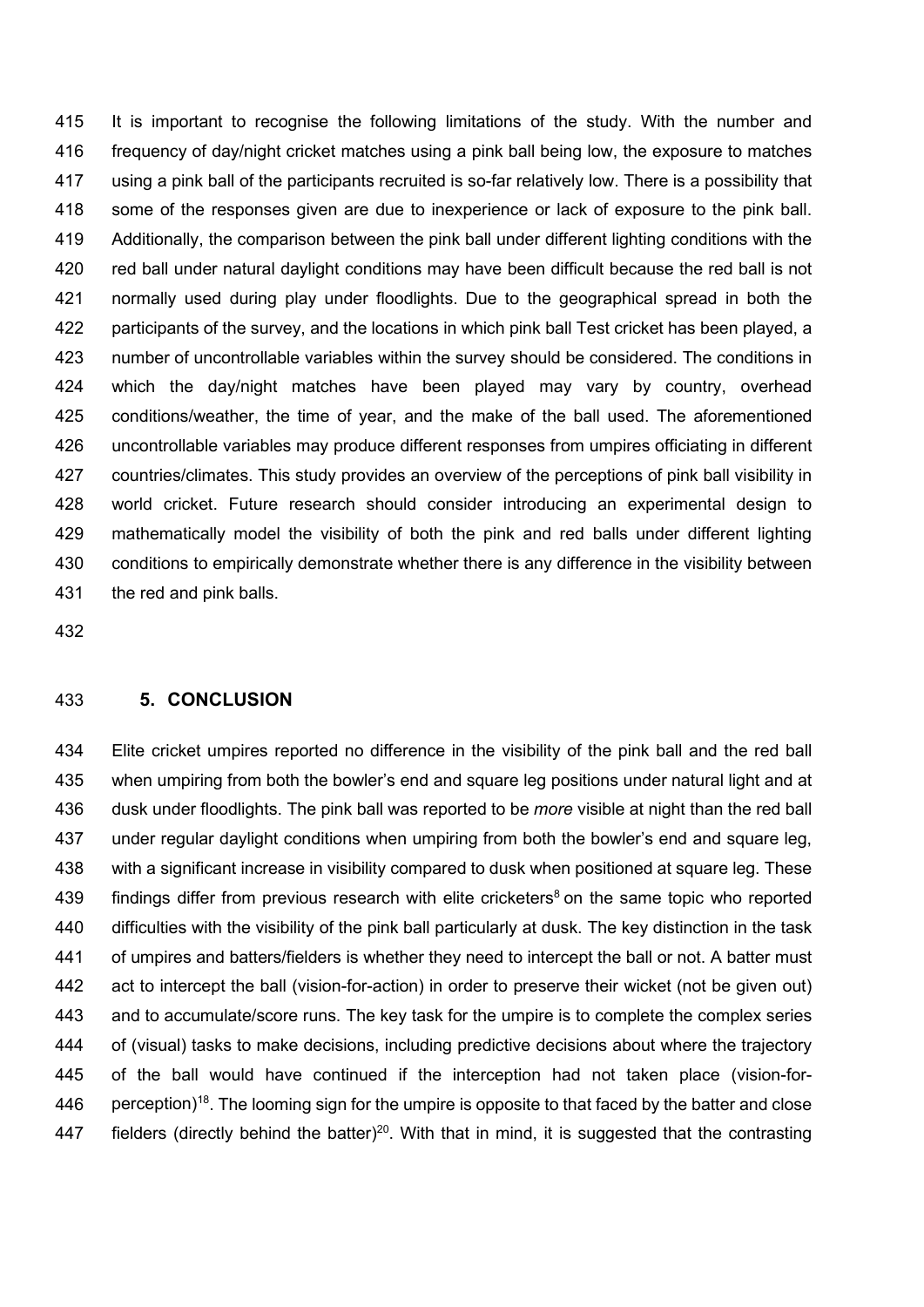It is important to recognise the following limitations of the study. With the number and frequency of day/night cricket matches using a pink ball being low, the exposure to matches using a pink ball of the participants recruited is so-far relatively low. There is a possibility that some of the responses given are due to inexperience or lack of exposure to the pink ball. Additionally, the comparison between the pink ball under different lighting conditions with the red ball under natural daylight conditions may have been difficult because the red ball is not normally used during play under floodlights. Due to the geographical spread in both the participants of the survey, and the locations in which pink ball Test cricket has been played, a number of uncontrollable variables within the survey should be considered. The conditions in which the day/night matches have been played may vary by country, overhead conditions/weather, the time of year, and the make of the ball used. The aforementioned uncontrollable variables may produce different responses from umpires officiating in different countries/climates. This study provides an overview of the perceptions of pink ball visibility in world cricket. Future research should consider introducing an experimental design to mathematically model the visibility of both the pink and red balls under different lighting conditions to empirically demonstrate whether there is any difference in the visibility between the red and pink balls.

## 5. CONCLUSION

Elite cricket umpires reported no difference in the visibility of the pink ball and the red ball when umpiring from both the bowler's end and square leg positions under natural light and at dusk under floodlights. The pink ball was reported to be *more* visible at night than the red ball under regular daylight conditions when umpiring from both the bowler's end and square leg, with a significant increase in visibility compared to dusk when positioned at square leg. These findings differ from previous research with elite cricketers[8] on the same topic who reported difficulties with the visibility of the pink ball particularly at dusk. The key distinction in the task of umpires and batters/fielders is whether they need to intercept the ball or not. A batter must act to intercept the ball (vision-for-action) in order to preserve their wicket (not be given out) and to accumulate/score runs. The key task for the umpire is to complete the complex series of (visual) tasks to make decisions, including predictive decisions about where the trajectory of the ball would have continued if the interception had not taken place (vision-for-perception)[18]. The looming sign for the umpire is opposite to that faced by the batter and close fielders (directly behind the batter)[20]. With that in mind, it is suggested that the contrasting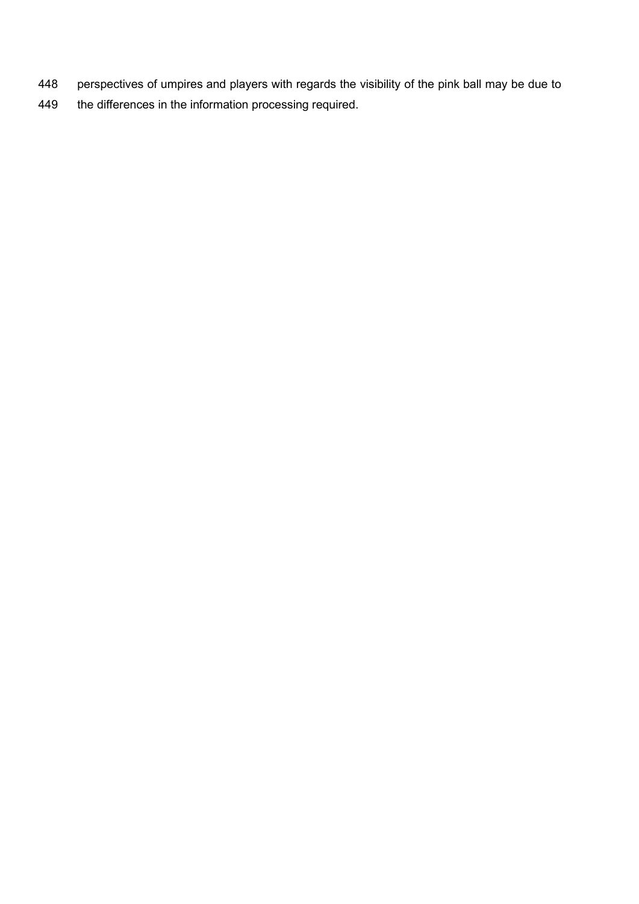perspectives of umpires and players with regards the visibility of the pink ball may be due to the differences in the information processing required.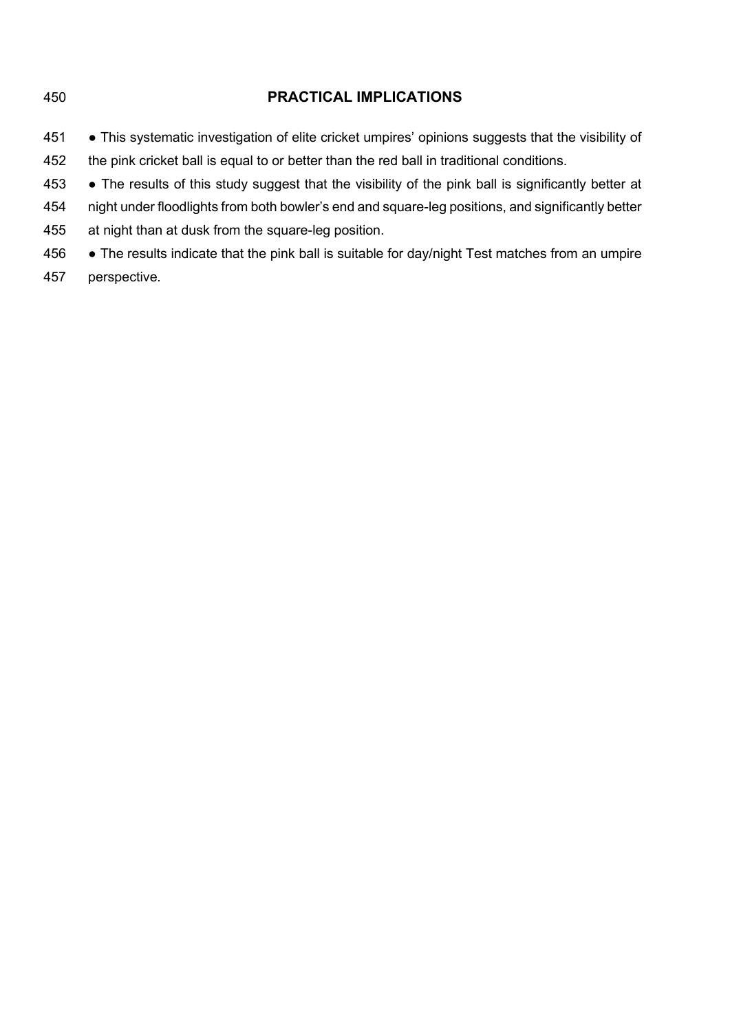## PRACTICAL IMPLICATIONS

- This systematic investigation of elite cricket umpires' opinions suggests that the visibility of the pink cricket ball is equal to or better than the red ball in traditional conditions.
- The results of this study suggest that the visibility of the pink ball is significantly better at night under floodlights from both bowler's end and square-leg positions, and significantly better at night than at dusk from the square-leg position.
- The results indicate that the pink ball is suitable for day/night Test matches from an umpire perspective.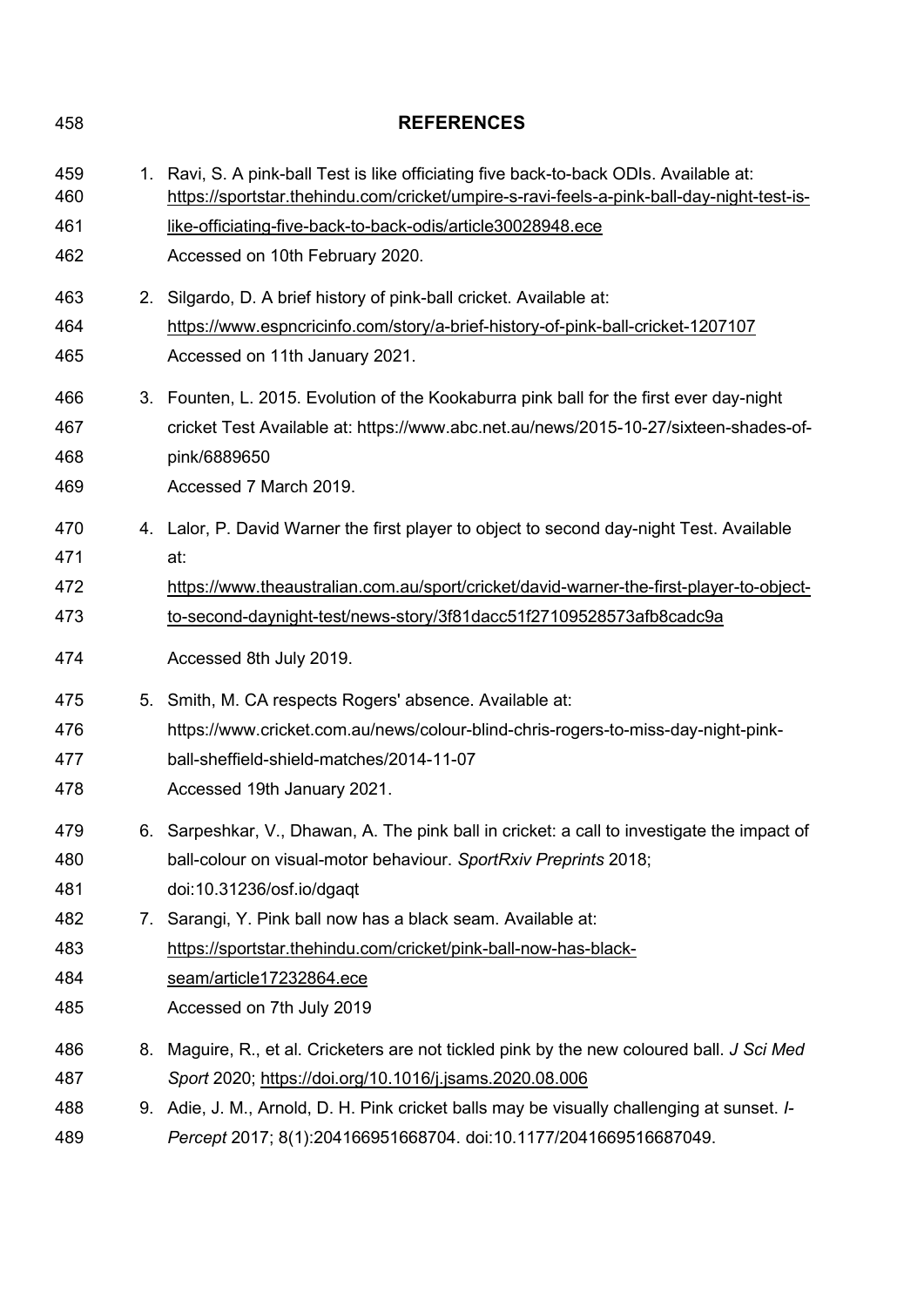# REFERENCES

1. Ravi, S. A pink-ball Test is like officiating five back-to-back ODIs. Available at: https://sportstar.thehindu.com/cricket/umpire-s-ravi-feels-a-pink-ball-day-night-test-is-like-officiating-five-back-to-back-odis/article30028948.ece
   Accessed on 10th February 2020.

2. Silgardo, D. A brief history of pink-ball cricket. Available at: https://www.espncricinfo.com/story/a-brief-history-of-pink-ball-cricket-1207107
   Accessed on 11th January 2021.

3. Founten, L. 2015. Evolution of the Kookaburra pink ball for the first ever day-night cricket Test Available at: https://www.abc.net.au/news/2015-10-27/sixteen-shades-of-pink/6889650
   Accessed 7 March 2019.

4. Lalor, P. David Warner the first player to object to second day-night Test. Available at: https://www.theaustralian.com.au/sport/cricket/david-warner-the-first-player-to-object-to-second-daynight-test/news-story/3f81dacc51f27109528573afb8cadc9a
   Accessed 8th July 2019.

5. Smith, M. CA respects Rogers' absence. Available at: https://www.cricket.com.au/news/colour-blind-chris-rogers-to-miss-day-night-pink-ball-sheffield-shield-matches/2014-11-07
   Accessed 19th January 2021.

6. Sarpeshkar, V., Dhawan, A. The pink ball in cricket: a call to investigate the impact of ball-colour on visual-motor behaviour. *SportRxiv Preprints* 2018; doi:10.31236/osf.io/dgaqt

7. Sarangi, Y. Pink ball now has a black seam. Available at: https://sportstar.thehindu.com/cricket/pink-ball-now-has-black-seam/article17232864.ece
   Accessed on 7th July 2019

8. Maguire, R., et al. Cricketers are not tickled pink by the new coloured ball. *J Sci Med Sport* 2020; https://doi.org/10.1016/j.jsams.2020.08.006

9. Adie, J. M., Arnold, D. H. Pink cricket balls may be visually challenging at sunset. *I-Percept* 2017; 8(1):204166951668704. doi:10.1177/2041669516687049.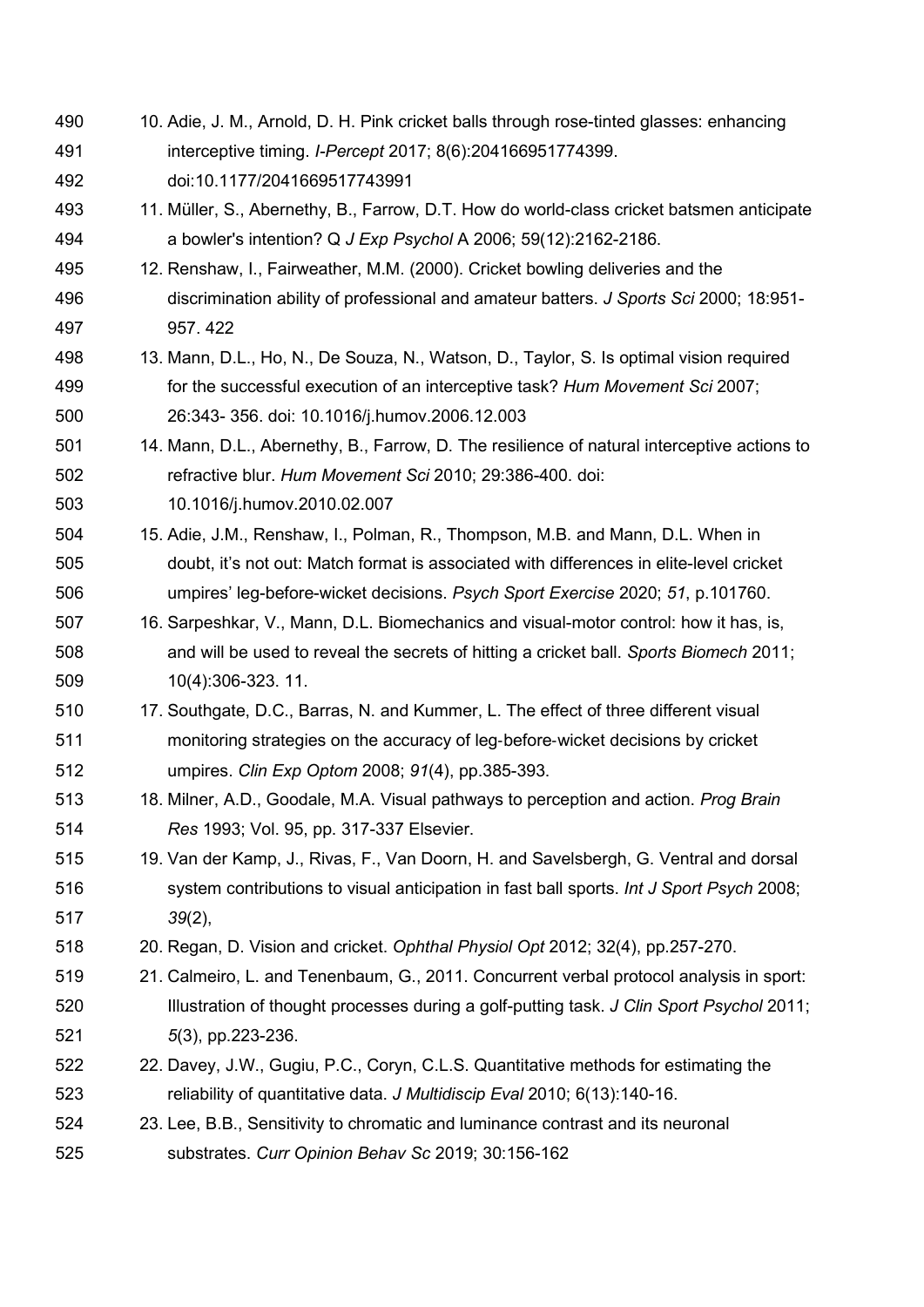10. Adie, J. M., Arnold, D. H. Pink cricket balls through rose-tinted glasses: enhancing interceptive timing. *I-Percept* 2017; 8(6):204166951774399. doi:10.1177/2041669517743991
11. Müller, S., Abernethy, B., Farrow, D.T. How do world-class cricket batsmen anticipate a bowler's intention? Q *J Exp Psychol* A 2006; 59(12):2162-2186.
12. Renshaw, I., Fairweather, M.M. (2000). Cricket bowling deliveries and the discrimination ability of professional and amateur batters. *J Sports Sci* 2000; 18:951-957. 422
13. Mann, D.L., Ho, N., De Souza, N., Watson, D., Taylor, S. Is optimal vision required for the successful execution of an interceptive task? *Hum Movement Sci* 2007; 26:343- 356. doi: 10.1016/j.humov.2006.12.003
14. Mann, D.L., Abernethy, B., Farrow, D. The resilience of natural interceptive actions to refractive blur. *Hum Movement Sci* 2010; 29:386-400. doi: 10.1016/j.humov.2010.02.007
15. Adie, J.M., Renshaw, I., Polman, R., Thompson, M.B. and Mann, D.L. When in doubt, it's not out: Match format is associated with differences in elite-level cricket umpires' leg-before-wicket decisions. *Psych Sport Exercise* 2020; *51*, p.101760.
16. Sarpeshkar, V., Mann, D.L. Biomechanics and visual-motor control: how it has, is, and will be used to reveal the secrets of hitting a cricket ball. *Sports Biomech* 2011; 10(4):306-323. 11.
17. Southgate, D.C., Barras, N. and Kummer, L. The effect of three different visual monitoring strategies on the accuracy of leg-before-wicket decisions by cricket umpires. *Clin Exp Optom* 2008; *91*(4), pp.385-393.
18. Milner, A.D., Goodale, M.A. Visual pathways to perception and action. *Prog Brain Res* 1993; Vol. 95, pp. 317-337 Elsevier.
19. Van der Kamp, J., Rivas, F., Van Doorn, H. and Savelsbergh, G. Ventral and dorsal system contributions to visual anticipation in fast ball sports. *Int J Sport Psych* 2008; *39*(2),
20. Regan, D. Vision and cricket. *Ophthal Physiol Opt* 2012; 32(4), pp.257-270.
21. Calmeiro, L. and Tenenbaum, G., 2011. Concurrent verbal protocol analysis in sport: Illustration of thought processes during a golf-putting task. *J Clin Sport Psychol* 2011; *5*(3), pp.223-236.
22. Davey, J.W., Gugiu, P.C., Coryn, C.L.S. Quantitative methods for estimating the reliability of quantitative data. *J Multidiscip Eval* 2010; 6(13):140-16.
23. Lee, B.B., Sensitivity to chromatic and luminance contrast and its neuronal substrates. *Curr Opinion Behav Sc* 2019; 30:156-162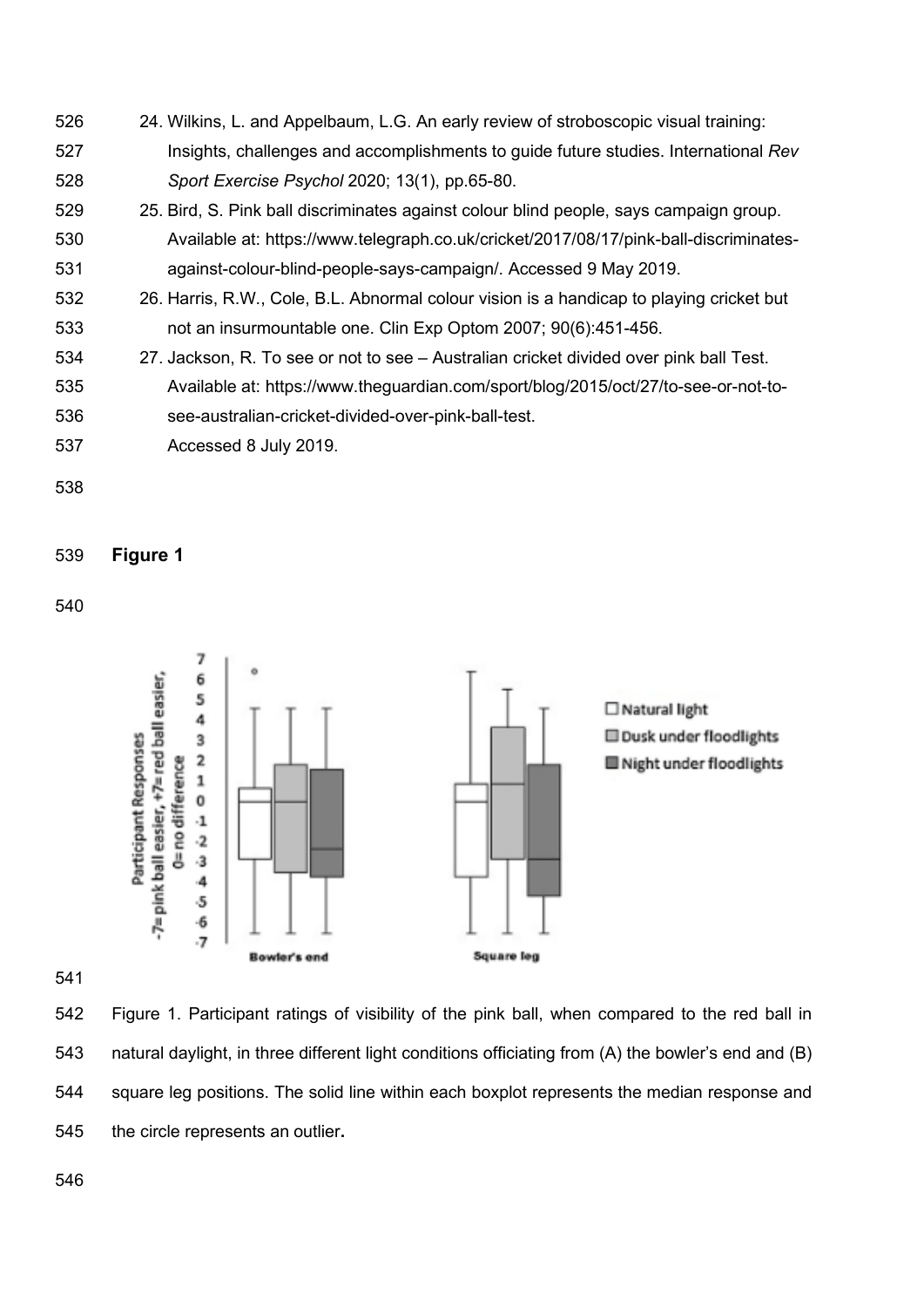24. Wilkins, L. and Appelbaum, L.G. An early review of stroboscopic visual training: Insights, challenges and accomplishments to guide future studies. International *Rev Sport Exercise Psychol* 2020; 13(1), pp.65-80.
25. Bird, S. Pink ball discriminates against colour blind people, says campaign group. Available at: https://www.telegraph.co.uk/cricket/2017/08/17/pink-ball-discriminates-against-colour-blind-people-says-campaign/. Accessed 9 May 2019.
26. Harris, R.W., Cole, B.L. Abnormal colour vision is a handicap to playing cricket but not an insurmountable one. Clin Exp Optom 2007; 90(6):451-456.
27. Jackson, R. To see or not to see – Australian cricket divided over pink ball Test. Available at: https://www.theguardian.com/sport/blog/2015/oct/27/to-see-or-not-to-see-australian-cricket-divided-over-pink-ball-test. Accessed 8 July 2019.

**Figure 1**

Figure 1. Participant ratings of visibility of the pink ball, when compared to the red ball in natural daylight, in three different light conditions officiating from (A) the bowler's end and (B) square leg positions. The solid line within each boxplot represents the median response and the circle represents an outlier**.**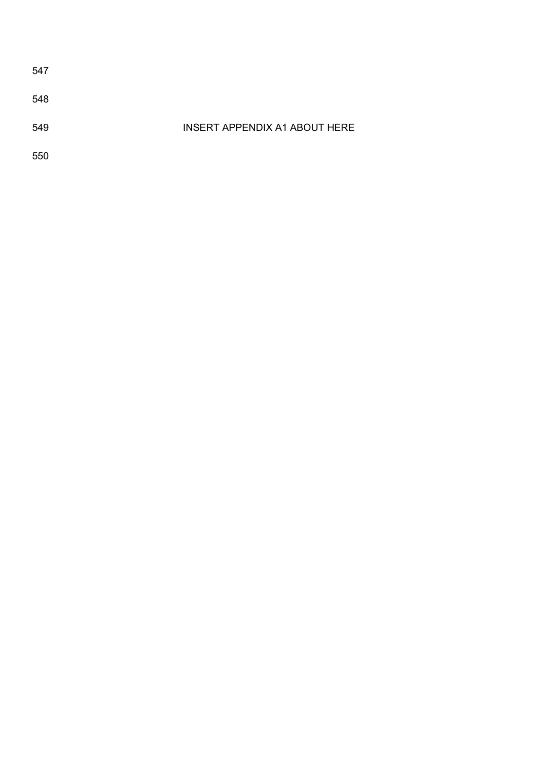INSERT APPENDIX A1 ABOUT HERE